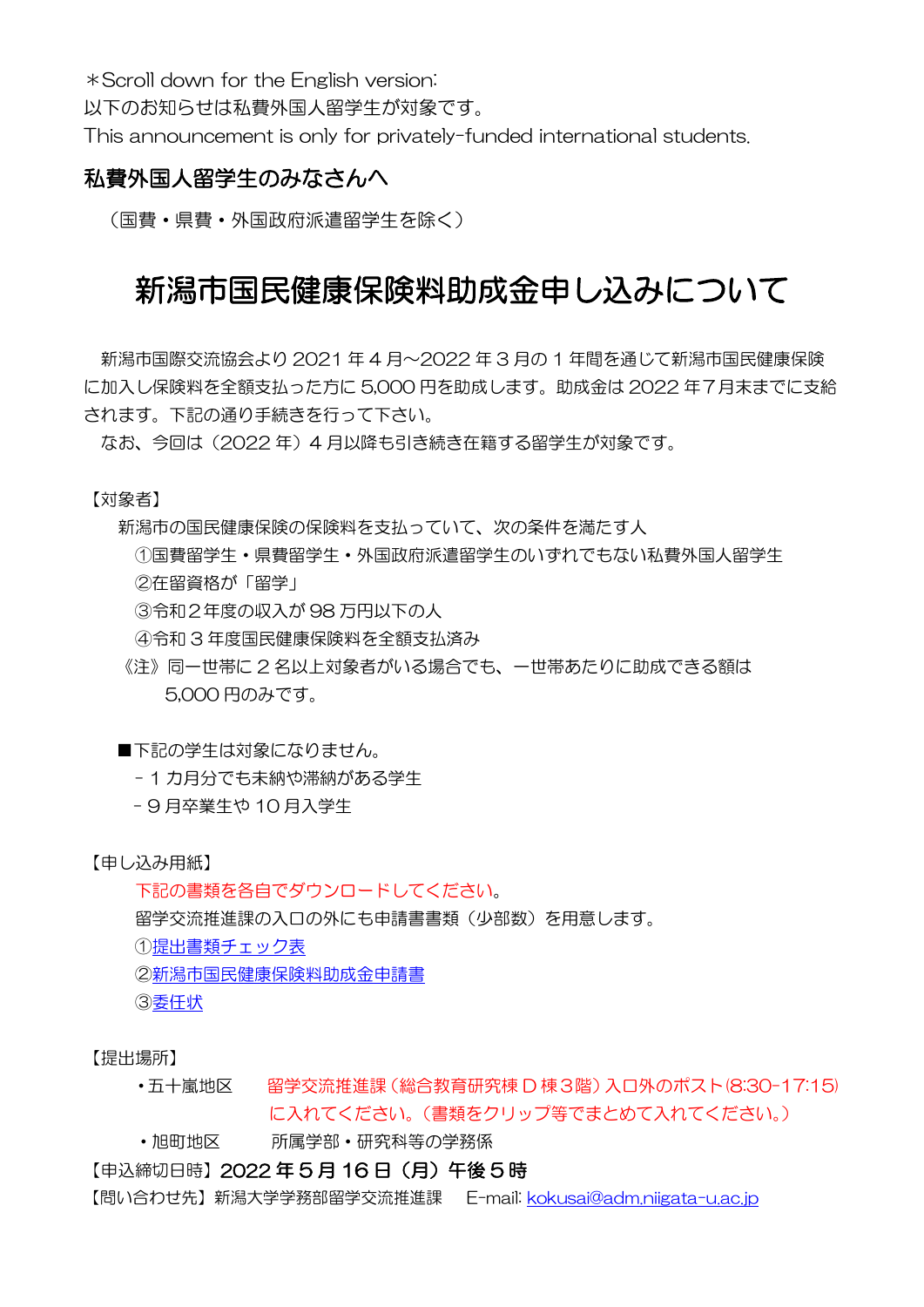＊Scroll down for the English version:
以下のお知らせは私費外国人留学生が対象です。
This announcement is only for privately-funded international students.

## 私費外国人留学生のみなさんへ

（国費・県費・外国政府派遣留学生を除く）

# 新潟市国民健康保険料助成金申し込みについて

新潟市国際交流協会より 2021 年 4 月～2022 年 3 月の 1 年間を通じて新潟市国民健康保険に加入し保険料を全額支払った方に 5,000 円を助成します。助成金は 2022 年７月末までに支給されます。下記の通り手続きを行って下さい。

なお、今回は（2022 年）4 月以降も引き続き在籍する留学生が対象です。

【対象者】

新潟市の国民健康保険の保険料を支払っていて、次の条件を満たす人

①国費留学生・県費留学生・外国政府派遣留学生のいずれでもない私費外国人留学生
②在留資格が「留学」
③令和２年度の収入が 98 万円以下の人
④令和 3 年度国民健康保険料を全額支払済み

《注》同一世帯に 2 名以上対象者がいる場合でも、一世帯あたりに助成できる額は 5,000 円のみです。

■下記の学生は対象になりません。

- 1 カ月分でも未納や滞納がある学生
- 9 月卒業生や 10 月入学生

【申し込み用紙】

下記の書類を各自でダウンロードしてください。
留学交流推進課の入口の外にも申請書書類（少部数）を用意します。

①提出書類チェック表
②新潟市国民健康保険料助成金申請書
③委任状

【提出場所】

・五十嵐地区　　留学交流推進課（総合教育研究棟 D 棟３階）入口外のポスト(8:30-17:15)に入れてください。（書類をクリップ等でまとめて入れてください。）
・旭町地区　　所属学部・研究科等の学務係

【申込締切日時】**2022 年５月 16 日（月）午後５時**

【問い合わせ先】新潟大学学務部留学交流推進課　E-mail: kokusai@adm.niigata-u.ac.jp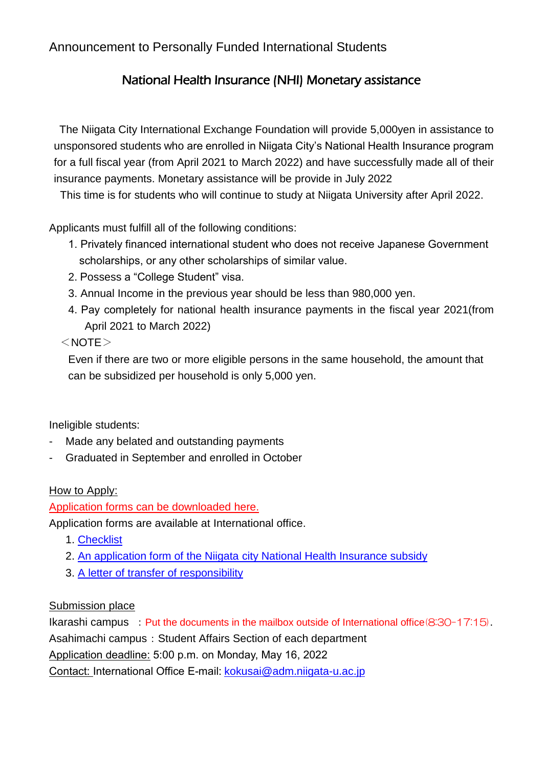Announcement to Personally Funded International Students

# National Health Insurance (NHI) Monetary assistance

The Niigata City International Exchange Foundation will provide 5,000yen in assistance to unsponsored students who are enrolled in Niigata City's National Health Insurance program for a full fiscal year (from April 2021 to March 2022) and have successfully made all of their insurance payments. Monetary assistance will be provide in July 2022

This time is for students who will continue to study at Niigata University after April 2022.

Applicants must fulfill all of the following conditions:

1. Privately financed international student who does not receive Japanese Government scholarships, or any other scholarships of similar value.
2. Possess a "College Student" visa.
3. Annual Income in the previous year should be less than 980,000 yen.
4. Pay completely for national health insurance payments in the fiscal year 2021(from April 2021 to March 2022)

＜NOTE＞

Even if there are two or more eligible persons in the same household, the amount that can be subsidized per household is only 5,000 yen.

Ineligible students:

- Made any belated and outstanding payments
- Graduated in September and enrolled in October

How to Apply:

Application forms can be downloaded here.

Application forms are available at International office.

1. Checklist
2. An application form of the Niigata city National Health Insurance subsidy
3. A letter of transfer of responsibility

Submission place

Ikarashi campus ：Put the documents in the mailbox outside of International office(8:30-17:15).

Asahimachi campus：Student Affairs Section of each department

Application deadline: 5:00 p.m. on Monday, May 16, 2022

Contact: International Office E-mail: kokusai@adm.niigata-u.ac.jp